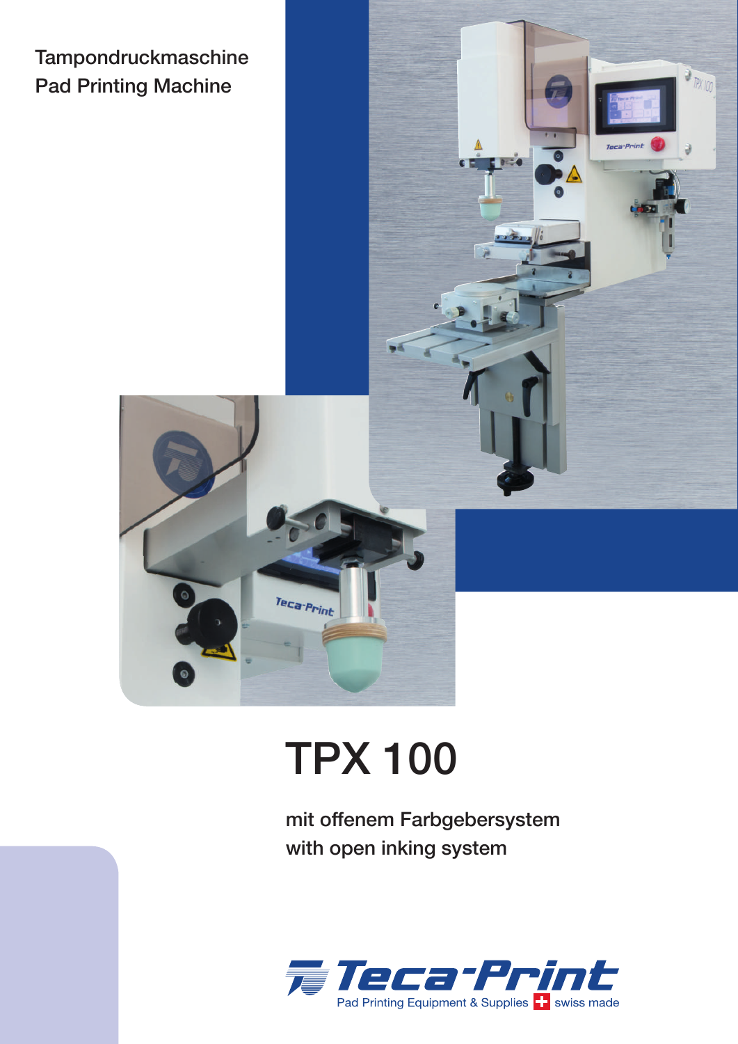Tampondruckmaschine
Pad Printing Machine

# TPX 100

mit offenem Farbgebersystem
with open inking system

Teca-Print
Pad Printing Equipment & Supplies swiss made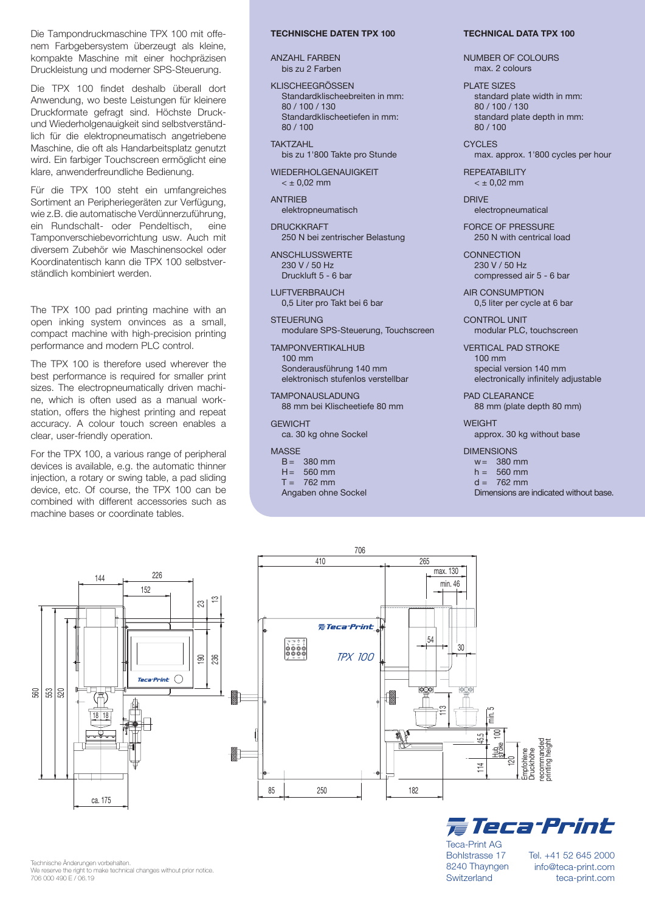Die Tampondruckmaschine TPX 100 mit offenem Farbgebersystem überzeugt als kleine, kompakte Maschine mit einer hochpräzisen Druckleistung und moderner SPS-Steuerung.

Die TPX 100 findet deshalb überall dort Anwendung, wo beste Leistungen für kleinere Druckformate gefragt sind. Höchste Druck- und Wiederholgenauigkeit sind selbstverständlich für die elektropneumatisch angetriebene Maschine, die oft als Handarbeitsplatz genutzt wird. Ein farbiger Touchscreen ermöglicht eine klare, anwenderfreundliche Bedienung.

Für die TPX 100 steht ein umfangreiches Sortiment an Peripheriegeräten zur Verfügung, wie z.B. die automatische Verdünnerzuführung, ein Rundschalt- oder Pendeltisch, eine Tamponverschiebevorrichtung usw. Auch mit diversem Zubehör wie Maschinensockel oder Koordinatentisch kann die TPX 100 selbstverständlich kombiniert werden.

The TPX 100 pad printing machine with an open inking system onvinces as a small, compact machine with high-precision printing performance and modern PLC control.

The TPX 100 is therefore used wherever the best performance is required for smaller print sizes. The electropneumatically driven machine, which is often used as a manual workstation, offers the highest printing and repeat accuracy. A colour touch screen enables a clear, user-friendly operation.

For the TPX 100, a various range of peripheral devices is available, e.g. the automatic thinner injection, a rotary or swing table, a pad sliding device, etc. Of course, the TPX 100 can be combined with different accessories such as machine bases or coordinate tables.

## TECHNISCHE DATEN TPX 100

**ANZAHL FARBEN**
bis zu 2 Farben

**KLISCHEEGRÖSSEN**
Standardklischeebreiten in mm:
80 / 100 / 130
Standardklischeetiefen in mm:
80 / 100

**TAKTZAHL**
bis zu 1'800 Takte pro Stunde

**WIEDERHOLGENAUIGKEIT**
< ± 0,02 mm

**ANTRIEB**
elektropneumatisch

**DRUCKKRAFT**
250 N bei zentrischer Belastung

**ANSCHLUSSWERTE**
230 V / 50 Hz
Druckluft 5 - 6 bar

**LUFTVERBRAUCH**
0,5 Liter pro Takt bei 6 bar

**STEUERUNG**
modulare SPS-Steuerung, Touchscreen

**TAMPONVERTIKALHUB**
100 mm
Sonderausführung 140 mm
elektronisch stufenlos verstellbar

**TAMPONAUSLADUNG**
88 mm bei Klischeetiefe 80 mm

**GEWICHT**
ca. 30 kg ohne Sockel

**MASSE**
B = 380 mm
H = 560 mm
T = 762 mm
Angaben ohne Sockel

## TECHNICAL DATA TPX 100

**NUMBER OF COLOURS**
max. 2 colours

**PLATE SIZES**
standard plate width in mm:
80 / 100 / 130
standard plate depth in mm:
80 / 100

**CYCLES**
max. approx. 1'800 cycles per hour

**REPEATABILITY**
< ± 0,02 mm

**DRIVE**
electropneumatical

**FORCE OF PRESSURE**
250 N with centrical load

**CONNECTION**
230 V / 50 Hz
compressed air 5 - 6 bar

**AIR CONSUMPTION**
0,5 liter per cycle at 6 bar

**CONTROL UNIT**
modular PLC, touchscreen

**VERTICAL PAD STROKE**
100 mm
special version 140 mm
electronically infinitely adjustable

**PAD CLEARANCE**
88 mm (plate depth 80 mm)

**WEIGHT**
approx. 30 kg without base

**DIMENSIONS**
w = 380 mm
h = 560 mm
d = 762 mm
Dimensions are indicated without base.

144 226 152 23 13 190 236 560 553 520 18 18 ca. 175
706 410 265 max. 130 min. 46 54 30 113 min. 5 45,5 100 Hub stroke 114 120 Empfohlene Druckhöhe recommanded printing height 85 250 182
Teca-Print TPX 100

Teca-Print

Teca-Print AG
Bohlstrasse 17
8240 Thayngen
Switzerland

Tel. +41 52 645 2000
info@teca-print.com
teca-print.com

Technische Änderungen vorbehalten.
We reserve the right to make technical changes without prior notice.
706 000 490 E / 06.19